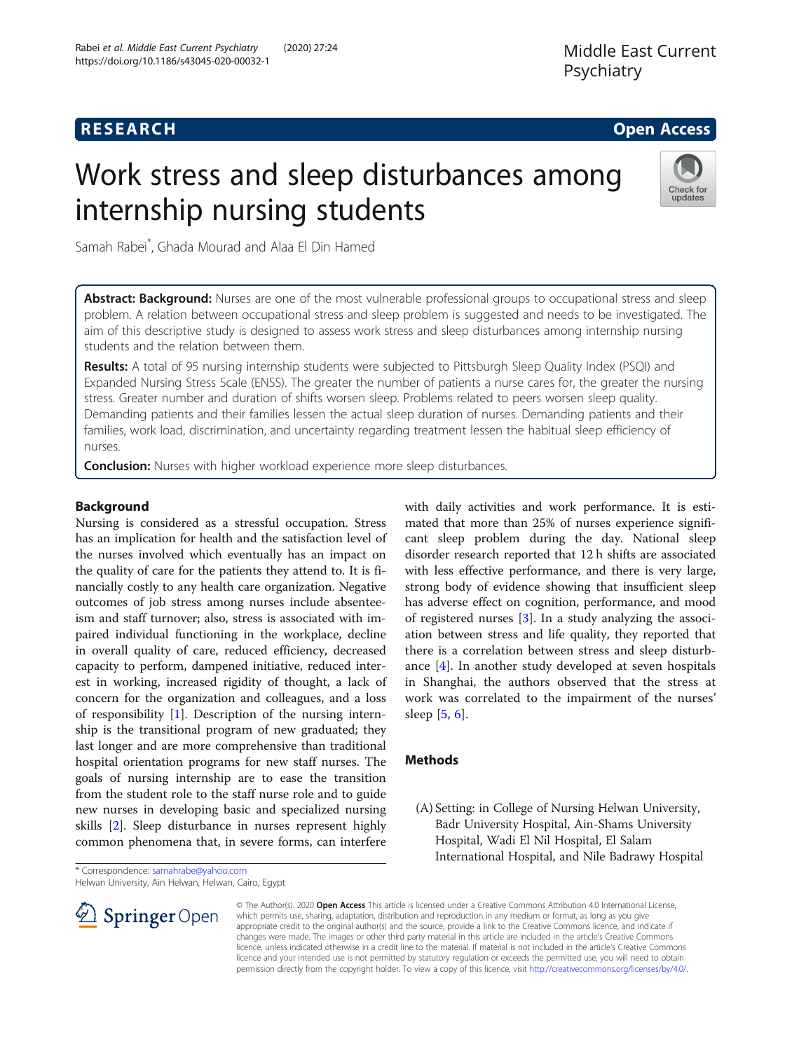RESEARCH

Open Access

# Work stress and sleep disturbances among internship nursing students

Samah Rabei*, Ghada Mourad and Alaa El Din Hamed

**Abstract: Background:** Nurses are one of the most vulnerable professional groups to occupational stress and sleep problem. A relation between occupational stress and sleep problem is suggested and needs to be investigated. The aim of this descriptive study is designed to assess work stress and sleep disturbances among internship nursing students and the relation between them.

**Results:** A total of 95 nursing internship students were subjected to Pittsburgh Sleep Quality Index (PSQI) and Expanded Nursing Stress Scale (ENSS). The greater the number of patients a nurse cares for, the greater the nursing stress. Greater number and duration of shifts worsen sleep. Problems related to peers worsen sleep quality. Demanding patients and their families lessen the actual sleep duration of nurses. Demanding patients and their families, work load, discrimination, and uncertainty regarding treatment lessen the habitual sleep efficiency of nurses.

**Conclusion:** Nurses with higher workload experience more sleep disturbances.

## Background

Nursing is considered as a stressful occupation. Stress has an implication for health and the satisfaction level of the nurses involved which eventually has an impact on the quality of care for the patients they attend to. It is financially costly to any health care organization. Negative outcomes of job stress among nurses include absenteeism and staff turnover; also, stress is associated with impaired individual functioning in the workplace, decline in overall quality of care, reduced efficiency, decreased capacity to perform, dampened initiative, reduced interest in working, increased rigidity of thought, a lack of concern for the organization and colleagues, and a loss of responsibility [1]. Description of the nursing internship is the transitional program of new graduated; they last longer and are more comprehensive than traditional hospital orientation programs for new staff nurses. The goals of nursing internship are to ease the transition from the student role to the staff nurse role and to guide new nurses in developing basic and specialized nursing skills [2]. Sleep disturbance in nurses represent highly common phenomena that, in severe forms, can interfere with daily activities and work performance. It is estimated that more than 25% of nurses experience significant sleep problem during the day. National sleep disorder research reported that 12 h shifts are associated with less effective performance, and there is very large, strong body of evidence showing that insufficient sleep has adverse effect on cognition, performance, and mood of registered nurses [3]. In a study analyzing the association between stress and life quality, they reported that there is a correlation between stress and sleep disturbance [4]. In another study developed at seven hospitals in Shanghai, the authors observed that the stress at work was correlated to the impairment of the nurses' sleep [5, 6].

## Methods

(A) Setting: in College of Nursing Helwan University, Badr University Hospital, Ain-Shams University Hospital, Wadi El Nil Hospital, El Salam International Hospital, and Nile Badrawy Hospital

* Correspondence: samahrabe@yahoo.com
Helwan University, Ain Helwan, Helwan, Cairo, Egypt

© The Author(s). 2020 **Open Access** This article is licensed under a Creative Commons Attribution 4.0 International License, which permits use, sharing, adaptation, distribution and reproduction in any medium or format, as long as you give appropriate credit to the original author(s) and the source, provide a link to the Creative Commons licence, and indicate if changes were made. The images or other third party material in this article are included in the article's Creative Commons licence, unless indicated otherwise in a credit line to the material. If material is not included in the article's Creative Commons licence and your intended use is not permitted by statutory regulation or exceeds the permitted use, you will need to obtain permission directly from the copyright holder. To view a copy of this licence, visit http://creativecommons.org/licenses/by/4.0/.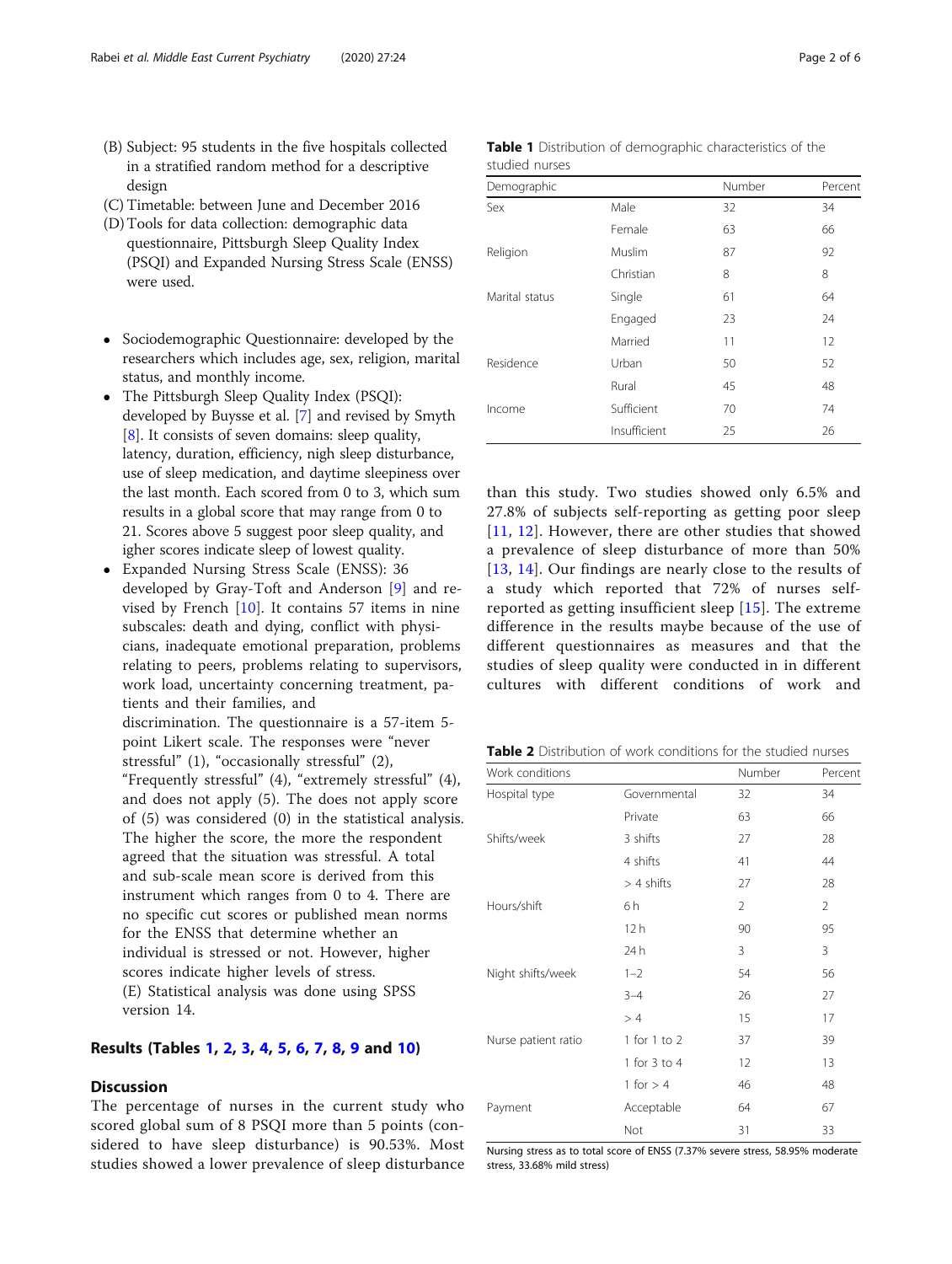(B) Subject: 95 students in the five hospitals collected in a stratified random method for a descriptive design

(C) Timetable: between June and December 2016

(D) Tools for data collection: demographic data questionnaire, Pittsburgh Sleep Quality Index (PSQI) and Expanded Nursing Stress Scale (ENSS) were used.

- Sociodemographic Questionnaire: developed by the researchers which includes age, sex, religion, marital status, and monthly income.
- The Pittsburgh Sleep Quality Index (PSQI): developed by Buysse et al. [7] and revised by Smyth [8]. It consists of seven domains: sleep quality, latency, duration, efficiency, nigh sleep disturbance, use of sleep medication, and daytime sleepiness over the last month. Each scored from 0 to 3, which sum results in a global score that may range from 0 to 21. Scores above 5 suggest poor sleep quality, and igher scores indicate sleep of lowest quality.
- Expanded Nursing Stress Scale (ENSS): 36 developed by Gray-Toft and Anderson [9] and revised by French [10]. It contains 57 items in nine subscales: death and dying, conflict with physicians, inadequate emotional preparation, problems relating to peers, problems relating to supervisors, work load, uncertainty concerning treatment, patients and their families, and discrimination. The questionnaire is a 57-item 5-point Likert scale. The responses were "never stressful" (1), "occasionally stressful" (2), "Frequently stressful" (4), "extremely stressful" (4), and does not apply (5). The does not apply score of (5) was considered (0) in the statistical analysis. The higher the score, the more the respondent agreed that the situation was stressful. A total and sub-scale mean score is derived from this instrument which ranges from 0 to 4. There are no specific cut scores or published mean norms for the ENSS that determine whether an individual is stressed or not. However, higher scores indicate higher levels of stress.

(E) Statistical analysis was done using SPSS version 14.

## Results (Tables 1, 2, 3, 4, 5, 6, 7, 8, 9 and 10)

**Table 1** Distribution of demographic characteristics of the studied nurses

| Demographic | | Number | Percent |
|---|---|---|---|
| Sex | Male | 32 | 34 |
| | Female | 63 | 66 |
| Religion | Muslim | 87 | 92 |
| | Christian | 8 | 8 |
| Marital status | Single | 61 | 64 |
| | Engaged | 23 | 24 |
| | Married | 11 | 12 |
| Residence | Urban | 50 | 52 |
| | Rural | 45 | 48 |
| Income | Sufficient | 70 | 74 |
| | Insufficient | 25 | 26 |

**Table 2** Distribution of work conditions for the studied nurses

| Work conditions | | Number | Percent |
|---|---|---|---|
| Hospital type | Governmental | 32 | 34 |
| | Private | 63 | 66 |
| Shifts/week | 3 shifts | 27 | 28 |
| | 4 shifts | 41 | 44 |
| | > 4 shifts | 27 | 28 |
| Hours/shift | 6 h | 2 | 2 |
| | 12 h | 90 | 95 |
| | 24 h | 3 | 3 |
| Night shifts/week | 1–2 | 54 | 56 |
| | 3–4 | 26 | 27 |
| | > 4 | 15 | 17 |
| Nurse patient ratio | 1 for 1 to 2 | 37 | 39 |
| | 1 for 3 to 4 | 12 | 13 |
| | 1 for > 4 | 46 | 48 |
| Payment | Acceptable | 64 | 67 |
| | Not | 31 | 33 |

Nursing stress as to total score of ENSS (7.37% severe stress, 58.95% moderate stress, 33.68% mild stress)

## Discussion

The percentage of nurses in the current study who scored global sum of 8 PSQI more than 5 points (considered to have sleep disturbance) is 90.53%. Most studies showed a lower prevalence of sleep disturbance than this study. Two studies showed only 6.5% and 27.8% of subjects self-reporting as getting poor sleep [11, 12]. However, there are other studies that showed a prevalence of sleep disturbance of more than 50% [13, 14]. Our findings are nearly close to the results of a study which reported that 72% of nurses self-reported as getting insufficient sleep [15]. The extreme difference in the results maybe because of the use of different questionnaires as measures and that the studies of sleep quality were conducted in in different cultures with different conditions of work and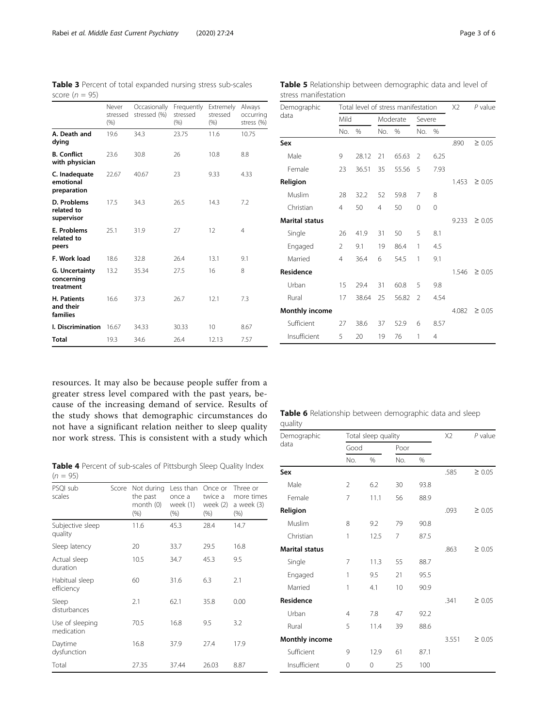**Table 3** Percent of total expanded nursing stress sub-scales score (n = 95)

| | Never stressed (%) | Occasionally stressed (%) | Frequently stressed (%) | Extremely stressed (%) | Always occurring stress (%) |
|---|---|---|---|---|---|
| **A. Death and dying** | 19.6 | 34.3 | 23.75 | 11.6 | 10.75 |
| **B. Conflict with physician** | 23.6 | 30.8 | 26 | 10.8 | 8.8 |
| **C. Inadequate emotional preparation** | 22.67 | 40.67 | 23 | 9.33 | 4.33 |
| **D. Problems related to supervisor** | 17.5 | 34.3 | 26.5 | 14.3 | 7.2 |
| **E. Problems related to peers** | 25.1 | 31.9 | 27 | 12 | 4 |
| **F. Work load** | 18.6 | 32.8 | 26.4 | 13.1 | 9.1 |
| **G. Uncertainty concerning treatment** | 13.2 | 35.34 | 27.5 | 16 | 8 |
| **H. Patients and their families** | 16.6 | 37.3 | 26.7 | 12.1 | 7.3 |
| **I. Discrimination** | 16.67 | 34.33 | 30.33 | 10 | 8.67 |
| **Total** | 19.3 | 34.6 | 26.4 | 12.13 | 7.57 |

**Table 5** Relationship between demographic data and level of stress manifestation

| Demographic data | Total level of stress manifestation | | | | | | X2 | P value |
|---|---|---|---|---|---|---|---|---|
| | Mild | | Moderate | | Severe | | | |
| | No. | % | No. | % | No. | % | | |
| **Sex** | | | | | | | .890 | ≥ 0.05 |
| Male | 9 | 28.12 | 21 | 65.63 | 2 | 6.25 | | |
| Female | 23 | 36.51 | 35 | 55.56 | 5 | 7.93 | | |
| **Religion** | | | | | | | 1.453 | ≥ 0.05 |
| Muslim | 28 | 32.2 | 52 | 59.8 | 7 | 8 | | |
| Christian | 4 | 50 | 4 | 50 | 0 | 0 | | |
| **Marital status** | | | | | | | 9.233 | ≥ 0.05 |
| Single | 26 | 41.9 | 31 | 50 | 5 | 8.1 | | |
| Engaged | 2 | 9.1 | 19 | 86.4 | 1 | 4.5 | | |
| Married | 4 | 36.4 | 6 | 54.5 | 1 | 9.1 | | |
| **Residence** | | | | | | | 1.546 | ≥ 0.05 |
| Urban | 15 | 29.4 | 31 | 60.8 | 5 | 9.8 | | |
| Rural | 17 | 38.64 | 25 | 56.82 | 2 | 4.54 | | |
| **Monthly income** | | | | | | | 4.082 | ≥ 0.05 |
| Sufficient | 27 | 38.6 | 37 | 52.9 | 6 | 8.57 | | |
| Insufficient | 5 | 20 | 19 | 76 | 1 | 4 | | |

resources. It may also be because people suffer from a greater stress level compared with the past years, because of the increasing demand of service. Results of the study shows that demographic circumstances do not have a significant relation neither to sleep quality nor work stress. This is consistent with a study which

**Table 4** Percent of sub-scales of Pittsburgh Sleep Quality Index (n = 95)

| PSQI sub scales | Score | Not during the past month (0) (%) | Less than once a week (1) (%) | Once or twice a week (2) (%) | Three or more times a week (3) (%) |
|---|---|---|---|---|---|
| Subjective sleep quality | | 11.6 | 45.3 | 28.4 | 14.7 |
| Sleep latency | | 20 | 33.7 | 29.5 | 16.8 |
| Actual sleep duration | | 10.5 | 34.7 | 45.3 | 9.5 |
| Habitual sleep efficiency | | 60 | 31.6 | 6.3 | 2.1 |
| Sleep disturbances | | 2.1 | 62.1 | 35.8 | 0.00 |
| Use of sleeping medication | | 70.5 | 16.8 | 9.5 | 3.2 |
| Daytime dysfunction | | 16.8 | 37.9 | 27.4 | 17.9 |
| Total | | 27.35 | 37.44 | 26.03 | 8.87 |

**Table 6** Relationship between demographic data and sleep quality

| Demographic data | Total sleep quality | | | | X2 | P value |
|---|---|---|---|---|---|---|
| | Good | | Poor | | | |
| | No. | % | No. | % | | |
| **Sex** | | | | | .585 | ≥ 0.05 |
| Male | 2 | 6.2 | 30 | 93.8 | | |
| Female | 7 | 11.1 | 56 | 88.9 | | |
| **Religion** | | | | | .093 | ≥ 0.05 |
| Muslim | 8 | 9.2 | 79 | 90.8 | | |
| Christian | 1 | 12.5 | 7 | 87.5 | | |
| **Marital status** | | | | | .863 | ≥ 0.05 |
| Single | 7 | 11.3 | 55 | 88.7 | | |
| Engaged | 1 | 9.5 | 21 | 95.5 | | |
| Married | 1 | 4.1 | 10 | 90.9 | | |
| **Residence** | | | | | .341 | ≥ 0.05 |
| Urban | 4 | 7.8 | 47 | 92.2 | | |
| Rural | 5 | 11.4 | 39 | 88.6 | | |
| **Monthly income** | | | | | 3.551 | ≥ 0.05 |
| Sufficient | 9 | 12.9 | 61 | 87.1 | | |
| Insufficient | 0 | 0 | 25 | 100 | | |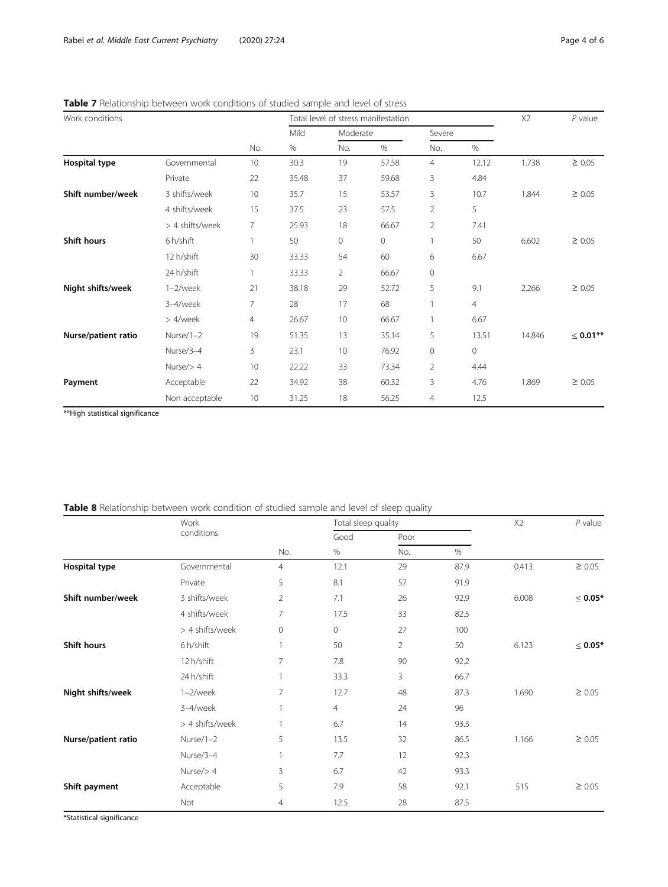**Table 7** Relationship between work conditions of studied sample and level of stress

| Work conditions | | Total level of stress manifestation | | | | | | X2 | *P* value |
|---|---|---|---|---|---|---|---|---|---|
| | | Mild | | Moderate | | Severe | | | |
| | | No. | % | No. | % | No. | % | | |
| **Hospital type** | Governmental | 10 | 30.3 | 19 | 57.58 | 4 | 12.12 | 1.738 | ≥ 0.05 |
| | Private | 22 | 35.48 | 37 | 59.68 | 3 | 4.84 | | |
| **Shift number/week** | 3 shifts/week | 10 | 35.7 | 15 | 53.57 | 3 | 10.7 | 1.844 | ≥ 0.05 |
| | 4 shifts/week | 15 | 37.5 | 23 | 57.5 | 2 | 5 | | |
| | > 4 shifts/week | 7 | 25.93 | 18 | 66.67 | 2 | 7.41 | | |
| **Shift hours** | 6 h/shift | 1 | 50 | 0 | 0 | 1 | 50 | 6.602 | ≥ 0.05 |
| | 12 h/shift | 30 | 33.33 | 54 | 60 | 6 | 6.67 | | |
| | 24 h/shift | 1 | 33.33 | 2 | 66.67 | 0 | | | |
| **Night shifts/week** | 1–2/week | 21 | 38.18 | 29 | 52.72 | 5 | 9.1 | 2.266 | ≥ 0.05 |
| | 3–4/week | 7 | 28 | 17 | 68 | 1 | 4 | | |
| | > 4/week | 4 | 26.67 | 10 | 66.67 | 1 | 6.67 | | |
| **Nurse/patient ratio** | Nurse/1–2 | 19 | 51.35 | 13 | 35.14 | 5 | 13.51 | 14.846 | **≤ 0.01\*\*** |
| | Nurse/3–4 | 3 | 23.1 | 10 | 76.92 | 0 | 0 | | |
| | Nurse/> 4 | 10 | 22.22 | 33 | 73.34 | 2 | 4.44 | | |
| **Payment** | Acceptable | 22 | 34.92 | 38 | 60.32 | 3 | 4.76 | 1.869 | ≥ 0.05 |
| | Non acceptable | 10 | 31.25 | 18 | 56.25 | 4 | 12.5 | | |

\*\*High statistical significance

**Table 8** Relationship between work condition of studied sample and level of sleep quality

| | Work conditions | Total sleep quality | | | | X2 | *P* value |
|---|---|---|---|---|---|---|---|
| | | Good | | Poor | | | |
| | | No. | % | No. | % | | |
| **Hospital type** | Governmental | 4 | 12.1 | 29 | 87.9 | 0.413 | ≥ 0.05 |
| | Private | 5 | 8.1 | 57 | 91.9 | | |
| **Shift number/week** | 3 shifts/week | 2 | 7.1 | 26 | 92.9 | 6.008 | **≤ 0.05\*** |
| | 4 shifts/week | 7 | 17.5 | 33 | 82.5 | | |
| | > 4 shifts/week | 0 | 0 | 27 | 100 | | |
| **Shift hours** | 6 h/shift | 1 | 50 | 2 | 50 | 6.123 | **≤ 0.05\*** |
| | 12 h/shift | 7 | 7.8 | 90 | 92.2 | | |
| | 24 h/shift | 1 | 33.3 | 3 | 66.7 | | |
| **Night shifts/week** | 1–2/week | 7 | 12.7 | 48 | 87.3 | 1.690 | ≥ 0.05 |
| | 3–4/week | 1 | 4 | 24 | 96 | | |
| | > 4 shifts/week | 1 | 6.7 | 14 | 93.3 | | |
| **Nurse/patient ratio** | Nurse/1–2 | 5 | 13.5 | 32 | 86.5 | 1.166 | ≥ 0.05 |
| | Nurse/3–4 | 1 | 7.7 | 12 | 92.3 | | |
| | Nurse/> 4 | 3 | 6.7 | 42 | 93.3 | | |
| **Shift payment** | Acceptable | 5 | 7.9 | 58 | 92.1 | .515 | ≥ 0.05 |
| | Not | 4 | 12.5 | 28 | 87.5 | | |

\*Statistical significance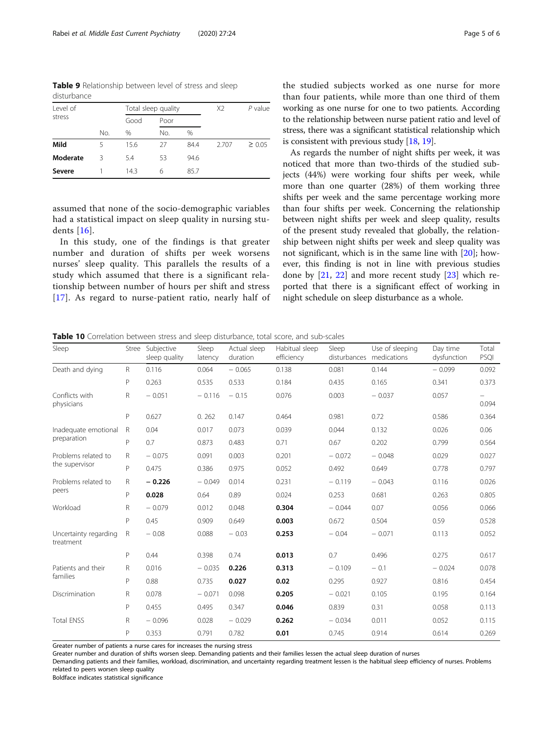**Table 9** Relationship between level of stress and sleep disturbance

| Level of stress | Total sleep quality | | | | X2 | P value |
|---|---|---|---|---|---|---|
| | Good | | Poor | | | |
| | No. | % | No. | % | | |
| **Mild** | 5 | 15.6 | 27 | 84.4 | 2.707 | ≥ 0.05 |
| **Moderate** | 3 | 5.4 | 53 | 94.6 | | |
| **Severe** | 1 | 14.3 | 6 | 85.7 | | |

assumed that none of the socio-demographic variables had a statistical impact on sleep quality in nursing students [16].

In this study, one of the findings is that greater number and duration of shifts per week worsens nurses' sleep quality. This parallels the results of a study which assumed that there is a significant relationship between number of hours per shift and stress [17]. As regard to nurse-patient ratio, nearly half of the studied subjects worked as one nurse for more than four patients, while more than one third of them working as one nurse for one to two patients. According to the relationship between nurse patient ratio and level of stress, there was a significant statistical relationship which is consistent with previous study [18, 19].

As regards the number of night shifts per week, it was noticed that more than two-thirds of the studied subjects (44%) were working four shifts per week, while more than one quarter (28%) of them working three shifts per week and the same percentage working more than four shifts per week. Concerning the relationship between night shifts per week and sleep quality, results of the present study revealed that globally, the relationship between night shifts per week and sleep quality was not significant, which is in the same line with [20]; however, this finding is not in line with previous studies done by [21, 22] and more recent study [23] which reported that there is a significant effect of working in night schedule on sleep disturbance as a whole.

**Table 10** Correlation between stress and sleep disturbance, total score, and sub-scales

| Sleep | Stree | Subjective sleep quality | Sleep latency | Actual sleep duration | Habitual sleep efficiency | Sleep disturbances | Use of sleeping medications | Day time dysfunction | Total PSQI |
|---|---|---|---|---|---|---|---|---|---|
| Death and dying | R | 0.116 | 0.064 | − 0.065 | 0.138 | 0.081 | 0.144 | − 0.099 | 0.092 |
| | P | 0.263 | 0.535 | 0.533 | 0.184 | 0.435 | 0.165 | 0.341 | 0.373 |
| Conflicts with physicians | R | − 0.051 | − 0.116 | − 0.15 | 0.076 | 0.003 | − 0.037 | 0.057 | − 0.094 |
| | P | 0.627 | 0. 262 | 0.147 | 0.464 | 0.981 | 0.72 | 0.586 | 0.364 |
| Inadequate emotional preparation | R | 0.04 | 0.017 | 0.073 | 0.039 | 0.044 | 0.132 | 0.026 | 0.06 |
| | P | 0.7 | 0.873 | 0.483 | 0.71 | 0.67 | 0.202 | 0.799 | 0.564 |
| Problems related to the supervisor | R | − 0.075 | 0.091 | 0.003 | 0.201 | − 0.072 | − 0.048 | 0.029 | 0.027 |
| | P | 0.475 | 0.386 | 0.975 | 0.052 | 0.492 | 0.649 | 0.778 | 0.797 |
| Problems related to peers | R | **− 0.226** | − 0.049 | 0.014 | 0.231 | − 0.119 | − 0.043 | 0.116 | 0.026 |
| | P | **0.028** | 0.64 | 0.89 | 0.024 | 0.253 | 0.681 | 0.263 | 0.805 |
| Workload | R | − 0.079 | 0.012 | 0.048 | **0.304** | − 0.044 | 0.07 | 0.056 | 0.066 |
| | P | 0.45 | 0.909 | 0.649 | **0.003** | 0.672 | 0.504 | 0.59 | 0.528 |
| Uncertainty regarding treatment | R | − 0.08 | 0.088 | − 0.03 | **0.253** | − 0.04 | − 0.071 | 0.113 | 0.052 |
| | P | 0.44 | 0.398 | 0.74 | **0.013** | 0.7 | 0.496 | 0.275 | 0.617 |
| Patients and their families | R | 0.016 | − 0.035 | **0.226** | **0.313** | − 0.109 | − 0.1 | − 0.024 | 0.078 |
| | P | 0.88 | 0.735 | **0.027** | **0.02** | 0.295 | 0.927 | 0.816 | 0.454 |
| Discrimination | R | 0.078 | − 0.071 | 0.098 | **0.205** | − 0.021 | 0.105 | 0.195 | 0.164 |
| | P | 0.455 | 0.495 | 0.347 | **0.046** | 0.839 | 0.31 | 0.058 | 0.113 |
| Total ENSS | R | − 0.096 | 0.028 | − 0.029 | **0.262** | − 0.034 | 0.011 | 0.052 | 0.115 |
| | P | 0.353 | 0.791 | 0.782 | **0.01** | 0.745 | 0.914 | 0.614 | 0.269 |

Greater number of patients a nurse cares for increases the nursing stress
Greater number and duration of shifts worsen sleep. Demanding patients and their families lessen the actual sleep duration of nurses
Demanding patients and their families, workload, discrimination, and uncertainty regarding treatment lessen is the habitual sleep efficiency of nurses. Problems related to peers worsen sleep quality
Boldface indicates statistical significance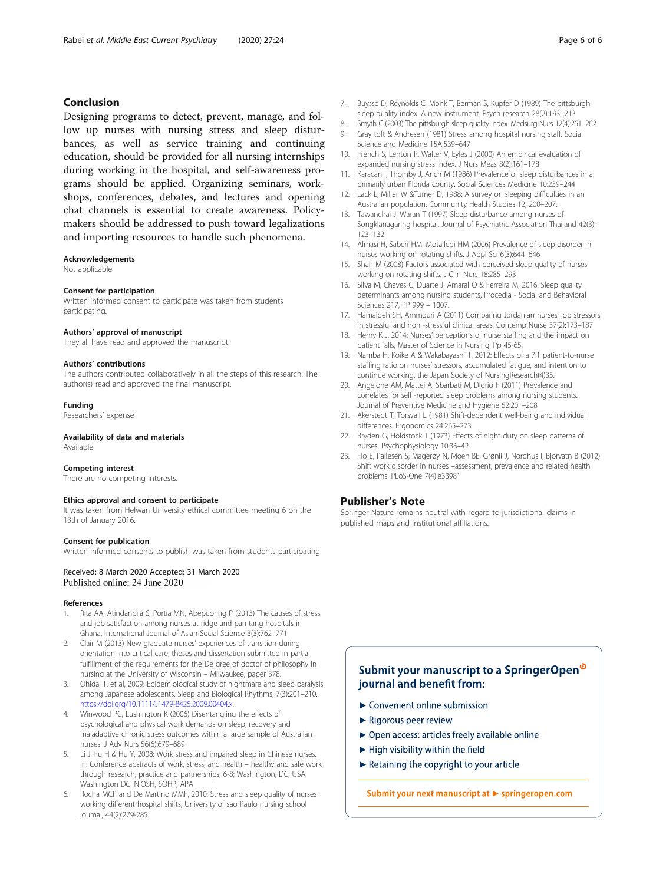## Conclusion

Designing programs to detect, prevent, manage, and follow up nurses with nursing stress and sleep disturbances, as well as service training and continuing education, should be provided for all nursing internships during working in the hospital, and self-awareness programs should be applied. Organizing seminars, workshops, conferences, debates, and lectures and opening chat channels is essential to create awareness. Policymakers should be addressed to push toward legalizations and importing resources to handle such phenomena.

#### Acknowledgements

Not applicable

#### Consent for participation

Written informed consent to participate was taken from students participating.

#### Authors' approval of manuscript

They all have read and approved the manuscript.

#### Authors' contributions

The authors contributed collaboratively in all the steps of this research. The author(s) read and approved the final manuscript.

#### Funding

Researchers' expense

#### Availability of data and materials

Available

#### Competing interest

There are no competing interests.

#### Ethics approval and consent to participate

It was taken from Helwan University ethical committee meeting 6 on the 13th of January 2016.

#### Consent for publication

Written informed consents to publish was taken from students participating

Received: 8 March 2020 Accepted: 31 March 2020
Published online: 24 June 2020

#### References

1. Rita AA, Atindanbila S, Portia MN, Abepuoring P (2013) The causes of stress and job satisfaction among nurses at ridge and pan tang hospitals in Ghana. International Journal of Asian Social Science 3(3):762–771
2. Clair M (2013) New graduate nurses' experiences of transition during orientation into critical care, theses and dissertation submitted in partial fulfillment of the requirements for the De gree of doctor of philosophy in nursing at the University of Wisconsin – Milwaukee, paper 378.
3. Ohida, T. et al, 2009: Epidemiological study of nightmare and sleep paralysis among Japanese adolescents. Sleep and Biological Rhythms, 7(3):201–210. https://doi.org/10.1111/J1479-8425.2009.00404.x.
4. Winwood PC, Lushington K (2006) Disentangling the effects of psychological and physical work demands on sleep, recovery and maladaptive chronic stress outcomes within a large sample of Australian nurses. J Adv Nurs 56(6):679–689
5. Li J, Fu H & Hu Y, 2008: Work stress and impaired sleep in Chinese nurses. In: Conference abstracts of work, stress, and health – healthy and safe work through research, practice and partnerships; 6-8; Washington, DC, USA. Washington DC: NIOSH, SOHP, APA
6. Rocha MCP and De Martino MMF, 2010: Stress and sleep quality of nurses working different hospital shifts, University of sao Paulo nursing school journal; 44(2):279-285.
7. Buysse D, Reynolds C, Monk T, Berman S, Kupfer D (1989) The pittsburgh sleep quality index. A new instrument. Psych research 28(2):193–213
8. Smyth C (2003) The pittsburgh sleep quality index. Medsurg Nurs 12(4):261–262
9. Gray toft & Andresen (1981) Stress among hospital nursing staff. Social Science and Medicine 15A:539–647
10. French S, Lenton R, Walter V, Eyles J (2000) An empirical evaluation of expanded nursing stress index. J Nurs Meas 8(2):161–178
11. Karacan I, Thomby J, Anch M (1986) Prevalence of sleep disturbances in a primarily urban Florida county. Social Sciences Medicine 10:239–244
12. Lack L, Miller W &Turner D, 1988: A survey on sleeping difficulties in an Australian population. Community Health Studies 12, 200–207.
13. Tawanchai J, Waran T (1997) Sleep disturbance among nurses of Songklanagaring hospital. Journal of Psychiatric Association Thailand 42(3): 123–132
14. Almasi H, Saberi HM, Motallebi HM (2006) Prevalence of sleep disorder in nurses working on rotating shifts. J Appl Sci 6(3):644–646
15. Shan M (2008) Factors associated with perceived sleep quality of nurses working on rotating shifts. J Clin Nurs 18:285–293
16. Silva M, Chaves C, Duarte J, Amaral O & Ferreira M, 2016: Sleep quality determinants among nursing students, Procedia - Social and Behavioral Sciences 217, PP 999 – 1007.
17. Hamaideh SH, Ammouri A (2011) Comparing Jordanian nurses' job stressors in stressful and non -stressful clinical areas. Contemp Nurse 37(2):173–187
18. Henry K J, 2014: Nurses' perceptions of nurse staffing and the impact on patient falls, Master of Science in Nursing. Pp 45-65.
19. Namba H, Koike A & Wakabayashi T, 2012: Effects of a 7:1 patient-to-nurse staffing ratio on nurses' stressors, accumulated fatigue, and intention to continue working, the Japan Society of NursingResearch(4)35.
20. Angelone AM, Mattei A, Sbarbati M, DIorio F (2011) Prevalence and correlates for self -reported sleep problems among nursing students. Journal of Preventive Medicine and Hygiene 52:201–208
21. Akerstedt T, Torsvall L (1981) Shift-dependent well-being and individual differences. Ergonomics 24:265–273
22. Bryden G, Holdstock T (1973) Effects of night duty on sleep patterns of nurses. Psychophysiology 10:36–42
23. Flo E, Pallesen S, Magerøy N, Moen BE, Grønli J, Nordhus I, Bjorvatn B (2012) Shift work disorder in nurses –assessment, prevalence and related health problems. PLoS-One 7(4):e33981

## Publisher's Note

Springer Nature remains neutral with regard to jurisdictional claims in published maps and institutional affiliations.

**Submit your manuscript to a SpringerOpen journal and benefit from:**

- Convenient online submission
- Rigorous peer review
- Open access: articles freely available online
- High visibility within the field
- Retaining the copyright to your article

Submit your next manuscript at ► springeropen.com